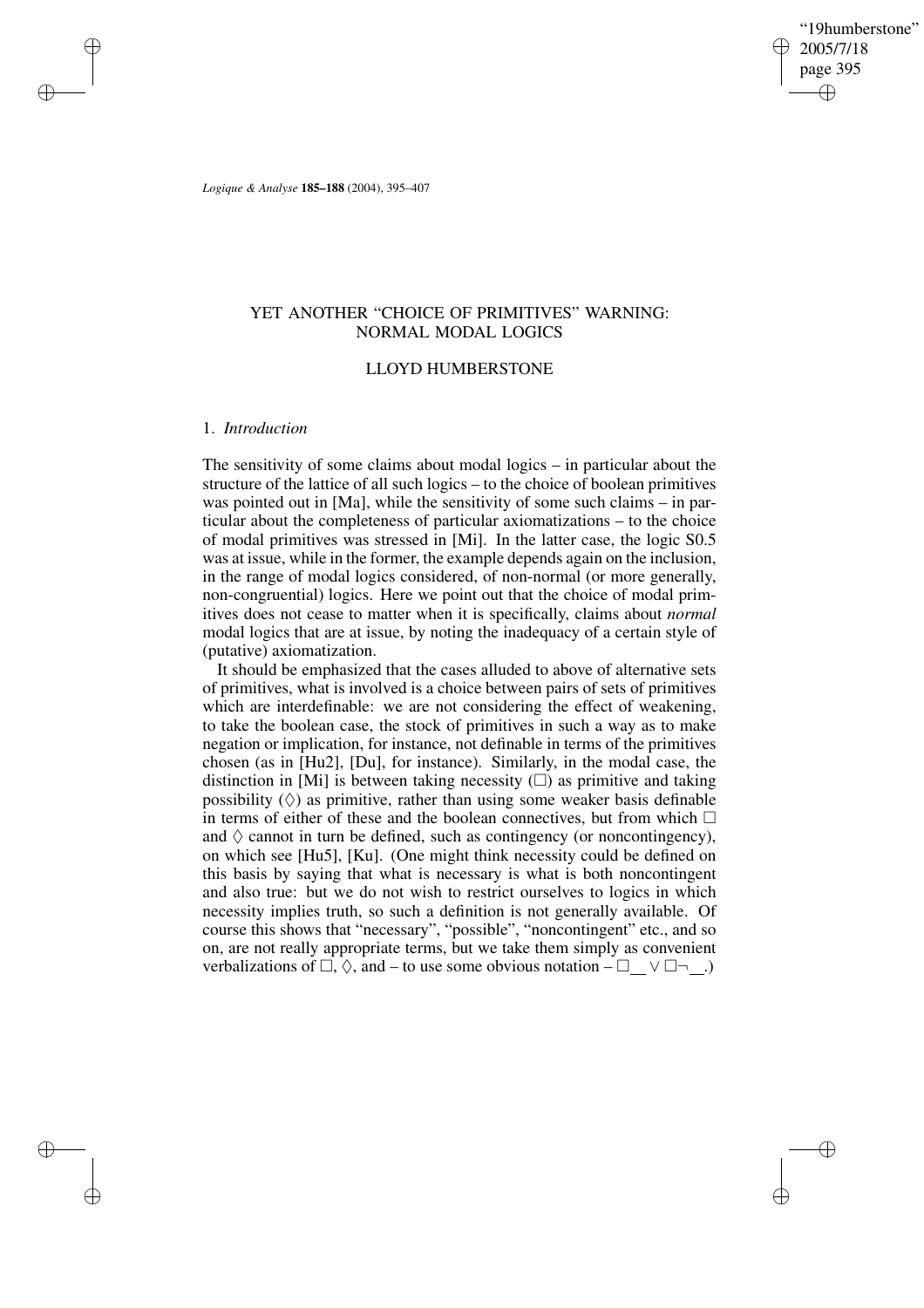*Logique & Analyse* **185–188** (2004), 395–407

# YET ANOTHER "CHOICE OF PRIMITIVES" WARNING: NORMAL MODAL LOGICS

## LLOYD HUMBERSTONE

### 1. *Introduction*

The sensitivity of some claims about modal logics – in particular about the structure of the lattice of all such logics – to the choice of boolean primitives was pointed out in [Ma], while the sensitivity of some such claims – in particular about the completeness of particular axiomatizations – to the choice of modal primitives was stressed in [Mi]. In the latter case, the logic S0.5 was at issue, while in the former, the example depends again on the inclusion, in the range of modal logics considered, of non-normal (or more generally, non-congruential) logics. Here we point out that the choice of modal primitives does not cease to matter when it is specifically, claims about *normal* modal logics that are at issue, by noting the inadequacy of a certain style of (putative) axiomatization.

It should be emphasized that the cases alluded to above of alternative sets of primitives, what is involved is a choice between pairs of sets of primitives which are interdefinable: we are not considering the effect of weakening, to take the boolean case, the stock of primitives in such a way as to make negation or implication, for instance, not definable in terms of the primitives chosen (as in [Hu2], [Du], for instance). Similarly, in the modal case, the distinction in [Mi] is between taking necessity ($\Box$) as primitive and taking possibility ($\Diamond$) as primitive, rather than using some weaker basis definable in terms of either of these and the boolean connectives, but from which $\Box$ and $\Diamond$ cannot in turn be defined, such as contingency (or noncontingency), on which see [Hu5], [Ku]. (One might think necessity could be defined on this basis by saying that what is necessary is what is both noncontingent and also true: but we do not wish to restrict ourselves to logics in which necessity implies truth, so such a definition is not generally available. Of course this shows that "necessary", "possible", "noncontingent" etc., and so on, are not really appropriate terms, but we take them simply as convenient verbalizations of $\Box$, $\Diamond$, and – to use some obvious notation – $\Box\_\_ \vee \Box\neg\_\_$.)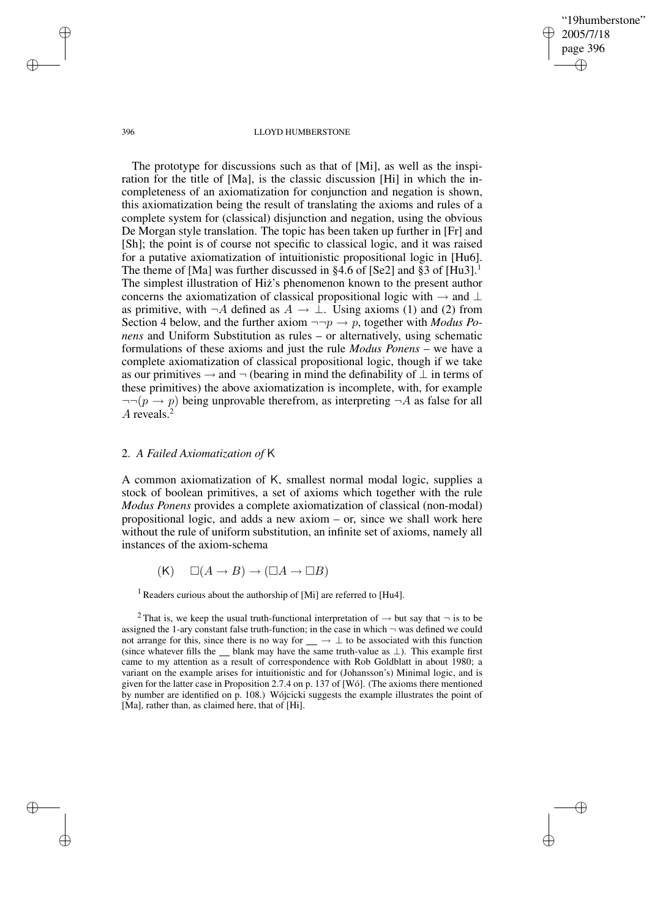The prototype for discussions such as that of [Mi], as well as the inspiration for the title of [Ma], is the classic discussion [Hi] in which the incompleteness of an axiomatization for conjunction and negation is shown, this axiomatization being the result of translating the axioms and rules of a complete system for (classical) disjunction and negation, using the obvious De Morgan style translation. The topic has been taken up further in [Fr] and [Sh]; the point is of course not specific to classical logic, and it was raised for a putative axiomatization of intuitionistic propositional logic in [Hu6]. The theme of [Ma] was further discussed in §4.6 of [Se2] and §3 of [Hu3].[1] The simplest illustration of Hiż's phenomenon known to the present author concerns the axiomatization of classical propositional logic with $\rightarrow$ and $\bot$ as primitive, with $\neg A$ defined as $A \rightarrow \bot$. Using axioms (1) and (2) from Section 4 below, and the further axiom $\neg\neg p \rightarrow p$, together with *Modus Ponens* and Uniform Substitution as rules – or alternatively, using schematic formulations of these axioms and just the rule *Modus Ponens* – we have a complete axiomatization of classical propositional logic, though if we take as our primitives $\rightarrow$ and $\neg$ (bearing in mind the definability of $\bot$ in terms of these primitives) the above axiomatization is incomplete, with, for example $\neg\neg(p \rightarrow p)$ being unprovable therefrom, as interpreting $\neg A$ as false for all $A$ reveals.[2]

## 2. *A Failed Axiomatization of* K

A common axiomatization of K, smallest normal modal logic, supplies a stock of boolean primitives, a set of axioms which together with the rule *Modus Ponens* provides a complete axiomatization of classical (non-modal) propositional logic, and adds a new axiom – or, since we shall work here without the rule of uniform substitution, an infinite set of axioms, namely all instances of the axiom-schema

$$(\mathsf{K}) \quad \Box(A \rightarrow B) \rightarrow (\Box A \rightarrow \Box B)$$

[1] Readers curious about the authorship of [Mi] are referred to [Hu4].

[2] That is, we keep the usual truth-functional interpretation of $\rightarrow$ but say that $\neg$ is to be assigned the 1-ary constant false truth-function; in the case in which $\neg$ was defined we could not arrange for this, since there is no way for $\_\_ \rightarrow \bot$ to be associated with this function (since whatever fills the $\_\_$ blank may have the same truth-value as $\bot$). This example first came to my attention as a result of correspondence with Rob Goldblatt in about 1980; a variant on the example arises for intuitionistic and for (Johansson's) Minimal logic, and is given for the latter case in Proposition 2.7.4 on p. 137 of [Wó]. (The axioms there mentioned by number are identified on p. 108.) Wójcicki suggests the example illustrates the point of [Ma], rather than, as claimed here, that of [Hi].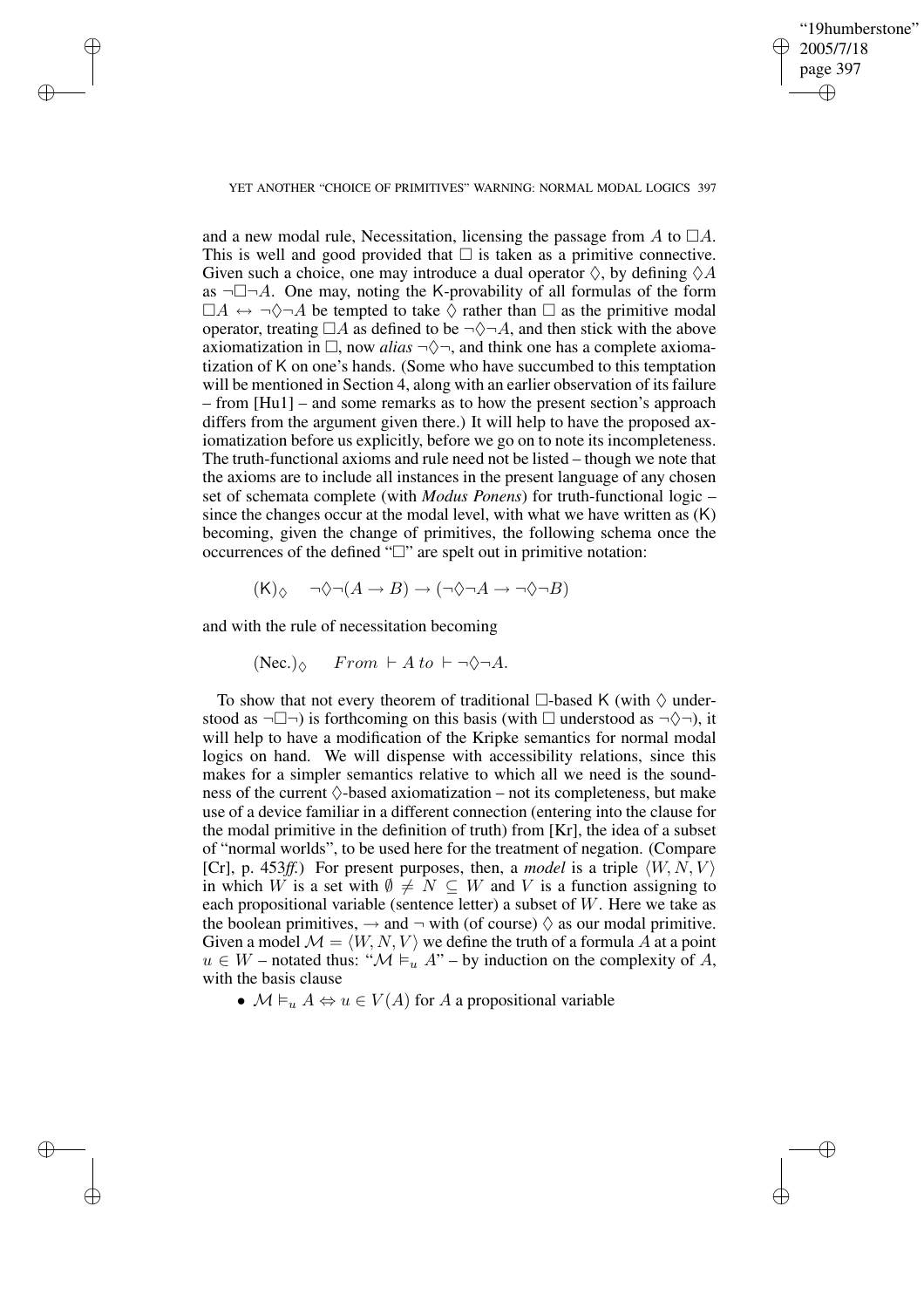and a new modal rule, Necessitation, licensing the passage from $A$ to $\Box A$. This is well and good provided that $\Box$ is taken as a primitive connective. Given such a choice, one may introduce a dual operator $\Diamond$, by defining $\Diamond A$ as $\neg\Box\neg A$. One may, noting the K-provability of all formulas of the form $\Box A \leftrightarrow \neg\Diamond\neg A$ be tempted to take $\Diamond$ rather than $\Box$ as the primitive modal operator, treating $\Box A$ as defined to be $\neg\Diamond\neg A$, and then stick with the above axiomatization in $\Box$, now *alias* $\neg\Diamond\neg$, and think one has a complete axiomatization of K on one's hands. (Some who have succumbed to this temptation will be mentioned in Section 4, along with an earlier observation of its failure – from [Hu1] – and some remarks as to how the present section's approach differs from the argument given there.) It will help to have the proposed axiomatization before us explicitly, before we go on to note its incompleteness. The truth-functional axioms and rule need not be listed – though we note that the axioms are to include all instances in the present language of any chosen set of schemata complete (with *Modus Ponens*) for truth-functional logic – since the changes occur at the modal level, with what we have written as (K) becoming, given the change of primitives, the following schema once the occurrences of the defined "$\Box$" are spelt out in primitive notation:

$$(\mathsf{K})_\Diamond \quad \neg\Diamond\neg(A \to B) \to (\neg\Diamond\neg A \to \neg\Diamond\neg B)$$

and with the rule of necessitation becoming

$$(\text{Nec.})_\Diamond \quad \textit{From} \vdash A \textit{ to} \vdash \neg\Diamond\neg A.$$

To show that not every theorem of traditional $\Box$-based K (with $\Diamond$ understood as $\neg\Box\neg$) is forthcoming on this basis (with $\Box$ understood as $\neg\Diamond\neg$), it will help to have a modification of the Kripke semantics for normal modal logics on hand. We will dispense with accessibility relations, since this makes for a simpler semantics relative to which all we need is the soundness of the current $\Diamond$-based axiomatization – not its completeness, but make use of a device familiar in a different connection (entering into the clause for the modal primitive in the definition of truth) from [Kr], the idea of a subset of "normal worlds", to be used here for the treatment of negation. (Compare [Cr], p. 453*ff.*) For present purposes, then, a *model* is a triple $\langle W, N, V\rangle$ in which $W$ is a set with $\emptyset \neq N \subseteq W$ and $V$ is a function assigning to each propositional variable (sentence letter) a subset of $W$. Here we take as the boolean primitives, $\to$ and $\neg$ with (of course) $\Diamond$ as our modal primitive. Given a model $\mathcal{M} = \langle W, N, V\rangle$ we define the truth of a formula $A$ at a point $u \in W$ – notated thus: "$\mathcal{M} \vDash_u A$" – by induction on the complexity of $A$, with the basis clause

- $\mathcal{M} \vDash_u A \Leftrightarrow u \in V(A)$ for $A$ a propositional variable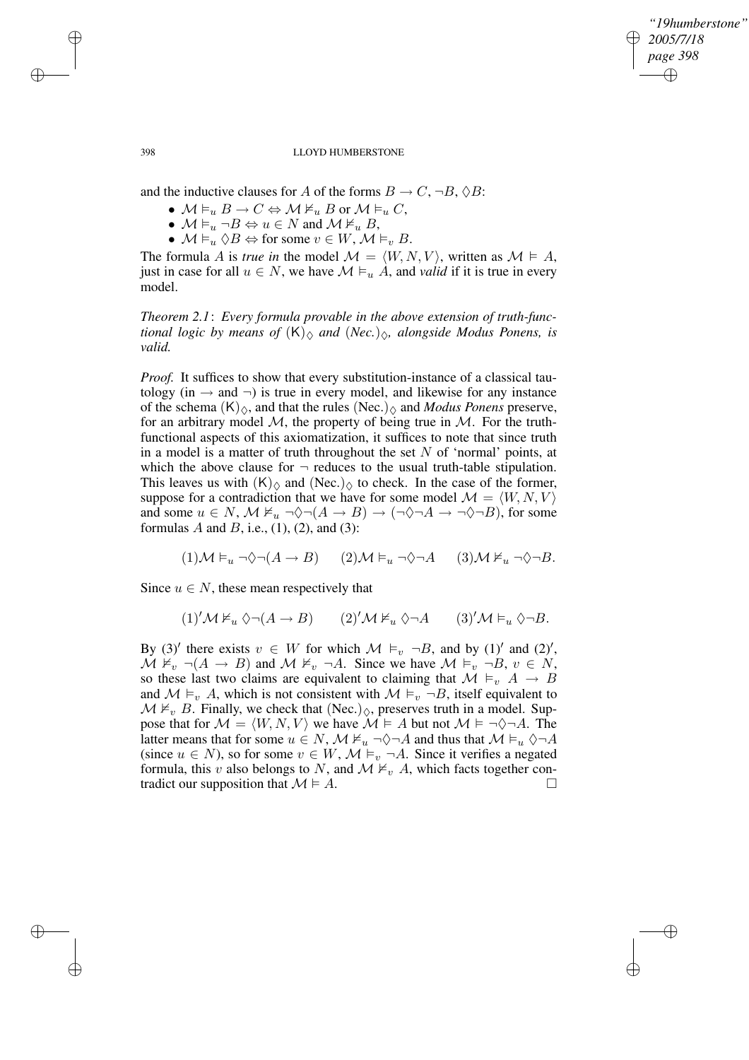and the inductive clauses for $A$ of the forms $B \to C$, $\neg B$, $\Diamond B$:

- $\mathcal{M} \vDash_u B \to C \Leftrightarrow \mathcal{M} \nvDash_u B$ or $\mathcal{M} \vDash_u C$,
- $\mathcal{M} \vDash_u \neg B \Leftrightarrow u \in N$ and $\mathcal{M} \nvDash_u B$,
- $\mathcal{M} \vDash_u \Diamond B \Leftrightarrow$ for some $v \in W$, $\mathcal{M} \vDash_v B$.

The formula $A$ is *true in* the model $\mathcal{M} = \langle W, N, V \rangle$, written as $\mathcal{M} \vDash A$, just in case for all $u \in N$, we have $\mathcal{M} \vDash_u A$, and *valid* if it is true in every model.

*Theorem 2.1*: *Every formula provable in the above extension of truth-functional logic by means of* $(\mathsf{K})_\Diamond$ *and* $(Nec.)_\Diamond$*, alongside Modus Ponens, is valid.*

*Proof.* It suffices to show that every substitution-instance of a classical tautology (in $\to$ and $\neg$) is true in every model, and likewise for any instance of the schema $(\mathsf{K})_\Diamond$, and that the rules $(\text{Nec.})_\Diamond$ and *Modus Ponens* preserve, for an arbitrary model $\mathcal{M}$, the property of being true in $\mathcal{M}$. For the truth-functional aspects of this axiomatization, it suffices to note that since truth in a model is a matter of truth throughout the set $N$ of 'normal' points, at which the above clause for $\neg$ reduces to the usual truth-table stipulation. This leaves us with $(\mathsf{K})_\Diamond$ and $(\text{Nec.})_\Diamond$ to check. In the case of the former, suppose for a contradiction that we have for some model $\mathcal{M} = \langle W, N, V \rangle$ and some $u \in N$, $\mathcal{M} \nvDash_u \neg\Diamond\neg(A \to B) \to (\neg\Diamond\neg A \to \neg\Diamond\neg B)$, for some formulas $A$ and $B$, i.e., (1), (2), and (3):

$$(1)\mathcal{M} \vDash_u \neg\Diamond\neg(A \to B) \qquad (2)\mathcal{M} \vDash_u \neg\Diamond\neg A \qquad (3)\mathcal{M} \nvDash_u \neg\Diamond\neg B.$$

Since $u \in N$, these mean respectively that

$$(1)'\mathcal{M} \nvDash_u \Diamond\neg(A \to B) \qquad (2)'\mathcal{M} \nvDash_u \Diamond\neg A \qquad (3)'\mathcal{M} \vDash_u \Diamond\neg B.$$

By $(3)'$ there exists $v \in W$ for which $\mathcal{M} \vDash_v \neg B$, and by $(1)'$ and $(2)'$, $\mathcal{M} \nvDash_v \neg(A \to B)$ and $\mathcal{M} \nvDash_v \neg A$. Since we have $\mathcal{M} \vDash_v \neg B$, $v \in N$, so these last two claims are equivalent to claiming that $\mathcal{M} \vDash_v A \to B$ and $\mathcal{M} \vDash_v A$, which is not consistent with $\mathcal{M} \vDash_v \neg B$, itself equivalent to $\mathcal{M} \nvDash_v B$. Finally, we check that $(\text{Nec.})_\Diamond$, preserves truth in a model. Suppose that for $\mathcal{M} = \langle W, N, V \rangle$ we have $\mathcal{M} \vDash A$ but not $\mathcal{M} \vDash \neg\Diamond\neg A$. The latter means that for some $u \in N$, $\mathcal{M} \nvDash_u \neg\Diamond\neg A$ and thus that $\mathcal{M} \vDash_u \Diamond\neg A$ (since $u \in N$), so for some $v \in W$, $\mathcal{M} \vDash_v \neg A$. Since it verifies a negated formula, this $v$ also belongs to $N$, and $\mathcal{M} \nvDash_v A$, which facts together contradict our supposition that $\mathcal{M} \vDash A$. $\square$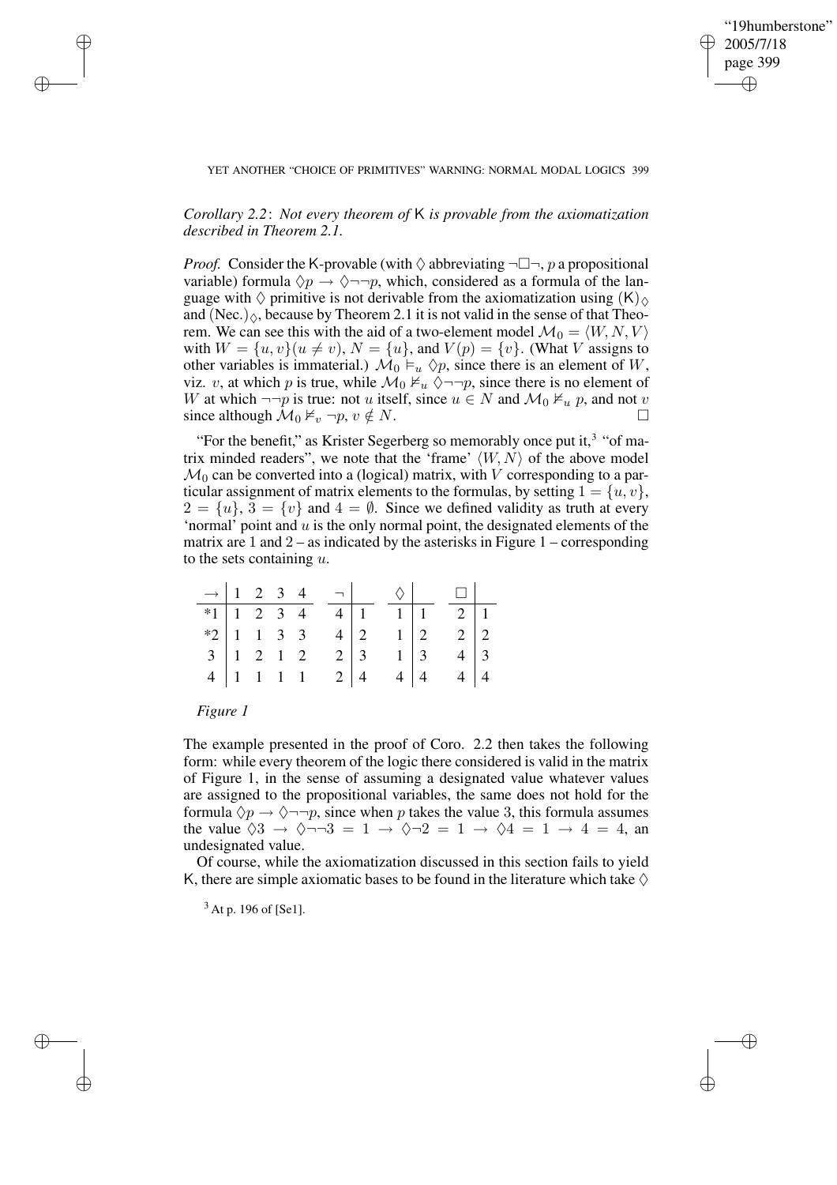*Corollary 2.2*: *Not every theorem of* K *is provable from the axiomatization described in Theorem 2.1.*

*Proof.* Consider the K-provable (with $\Diamond$ abbreviating $\neg\Box\neg$, $p$ a propositional variable) formula $\Diamond p \rightarrow \Diamond\neg\neg p$, which, considered as a formula of the language with $\Diamond$ primitive is not derivable from the axiomatization using $(\mathsf{K})_\Diamond$ and $(\text{Nec.})_\Diamond$, because by Theorem 2.1 it is not valid in the sense of that Theorem. We can see this with the aid of a two-element model $\mathcal{M}_0 = \langle W, N, V\rangle$ with $W = \{u, v\}(u \neq v)$, $N = \{u\}$, and $V(p) = \{v\}$. (What $V$ assigns to other variables is immaterial.) $\mathcal{M}_0 \models_u \Diamond p$, since there is an element of $W$, viz. $v$, at which $p$ is true, while $\mathcal{M}_0 \not\models_u \Diamond\neg\neg p$, since there is no element of $W$ at which $\neg\neg p$ is true: not $u$ itself, since $u \in N$ and $\mathcal{M}_0 \not\models_u p$, and not $v$ since although $\mathcal{M}_0 \not\models_v \neg p$, $v \notin N$. $\Box$

"For the benefit," as Krister Segerberg so memorably once put it,[3] "of matrix minded readers", we note that the 'frame' $\langle W, N\rangle$ of the above model $\mathcal{M}_0$ can be converted into a (logical) matrix, with $V$ corresponding to a particular assignment of matrix elements to the formulas, by setting $1 = \{u, v\}$, $2 = \{u\}$, $3 = \{v\}$ and $4 = \emptyset$. Since we defined validity as truth at every 'normal' point and $u$ is the only normal point, the designated elements of the matrix are 1 and 2 – as indicated by the asterisks in Figure 1 – corresponding to the sets containing $u$.

| $\rightarrow$ | 1 | 2 | 3 | 4 | | $\neg$ | | | $\Diamond$ | | | $\Box$ | |
|---|---|---|---|---|---|---|---|---|---|---|---|---|---|
| *1 | 1 | 2 | 3 | 4 | | 4 | 1 | | 1 | 1 | | 2 | 1 |
| *2 | 1 | 1 | 3 | 3 | | 4 | 2 | | 1 | 2 | | 2 | 2 |
| 3 | 1 | 2 | 1 | 2 | | 2 | 3 | | 1 | 3 | | 4 | 3 |
| 4 | 1 | 1 | 1 | 1 | | 2 | 4 | | 4 | 4 | | 4 | 4 |

*Figure 1*

The example presented in the proof of Coro. 2.2 then takes the following form: while every theorem of the logic there considered is valid in the matrix of Figure 1, in the sense of assuming a designated value whatever values are assigned to the propositional variables, the same does not hold for the formula $\Diamond p \rightarrow \Diamond\neg\neg p$, since when $p$ takes the value 3, this formula assumes the value $\Diamond 3 \rightarrow \Diamond\neg\neg 3 = 1 \rightarrow \Diamond\neg 2 = 1 \rightarrow \Diamond 4 = 1 \rightarrow 4 = 4$, an undesignated value.

Of course, while the axiomatization discussed in this section fails to yield K, there are simple axiomatic bases to be found in the literature which take $\Diamond$

[3] At p. 196 of [Se1].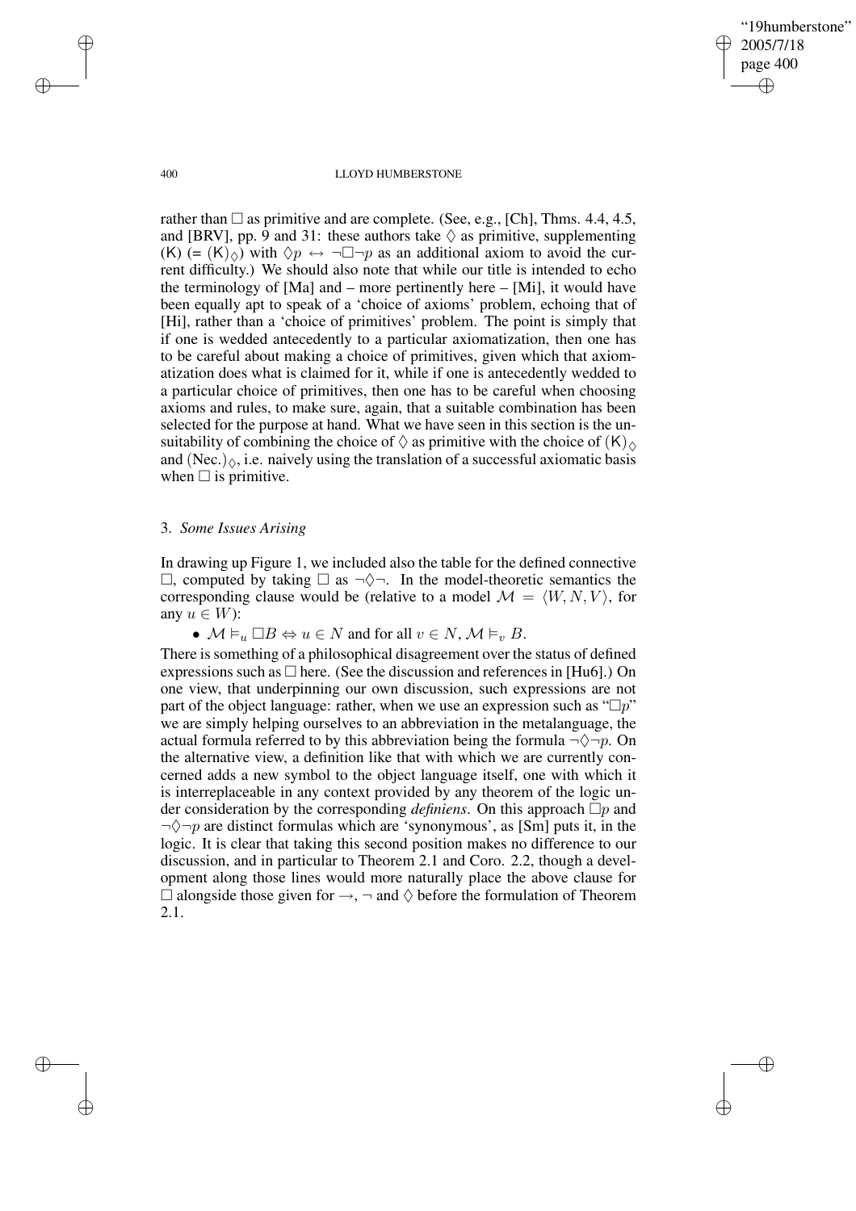rather than $\Box$ as primitive and are complete. (See, e.g., [Ch], Thms. 4.4, 4.5, and [BRV], pp. 9 and 31: these authors take $\Diamond$ as primitive, supplementing (K) (= $(\mathsf{K})_\Diamond$) with $\Diamond p \leftrightarrow \neg\Box\neg p$ as an additional axiom to avoid the current difficulty.) We should also note that while our title is intended to echo the terminology of [Ma] and – more pertinently here – [Mi], it would have been equally apt to speak of a 'choice of axioms' problem, echoing that of [Hi], rather than a 'choice of primitives' problem. The point is simply that if one is wedded antecedently to a particular axiomatization, then one has to be careful about making a choice of primitives, given which that axiomatization does what is claimed for it, while if one is antecedently wedded to a particular choice of primitives, then one has to be careful when choosing axioms and rules, to make sure, again, that a suitable combination has been selected for the purpose at hand. What we have seen in this section is the unsuitability of combining the choice of $\Diamond$ as primitive with the choice of $(\mathsf{K})_\Diamond$ and $(\text{Nec.})_\Diamond$, i.e. naively using the translation of a successful axiomatic basis when $\Box$ is primitive.

## 3. *Some Issues Arising*

In drawing up Figure 1, we included also the table for the defined connective $\Box$, computed by taking $\Box$ as $\neg\Diamond\neg$. In the model-theoretic semantics the corresponding clause would be (relative to a model $\mathcal{M} = \langle W, N, V\rangle$, for any $u \in W$):

- $\mathcal{M} \models_u \Box B \Leftrightarrow u \in N$ and for all $v \in N$, $\mathcal{M} \models_v B$.

There is something of a philosophical disagreement over the status of defined expressions such as $\Box$ here. (See the discussion and references in [Hu6].) On one view, that underpinning our own discussion, such expressions are not part of the object language: rather, when we use an expression such as "$\Box p$" we are simply helping ourselves to an abbreviation in the metalanguage, the actual formula referred to by this abbreviation being the formula $\neg\Diamond\neg p$. On the alternative view, a definition like that with which we are currently concerned adds a new symbol to the object language itself, one with which it is interreplaceable in any context provided by any theorem of the logic under consideration by the corresponding *definiens*. On this approach $\Box p$ and $\neg\Diamond\neg p$ are distinct formulas which are 'synonymous', as [Sm] puts it, in the logic. It is clear that taking this second position makes no difference to our discussion, and in particular to Theorem 2.1 and Coro. 2.2, though a development along those lines would more naturally place the above clause for $\Box$ alongside those given for $\rightarrow$, $\neg$ and $\Diamond$ before the formulation of Theorem 2.1.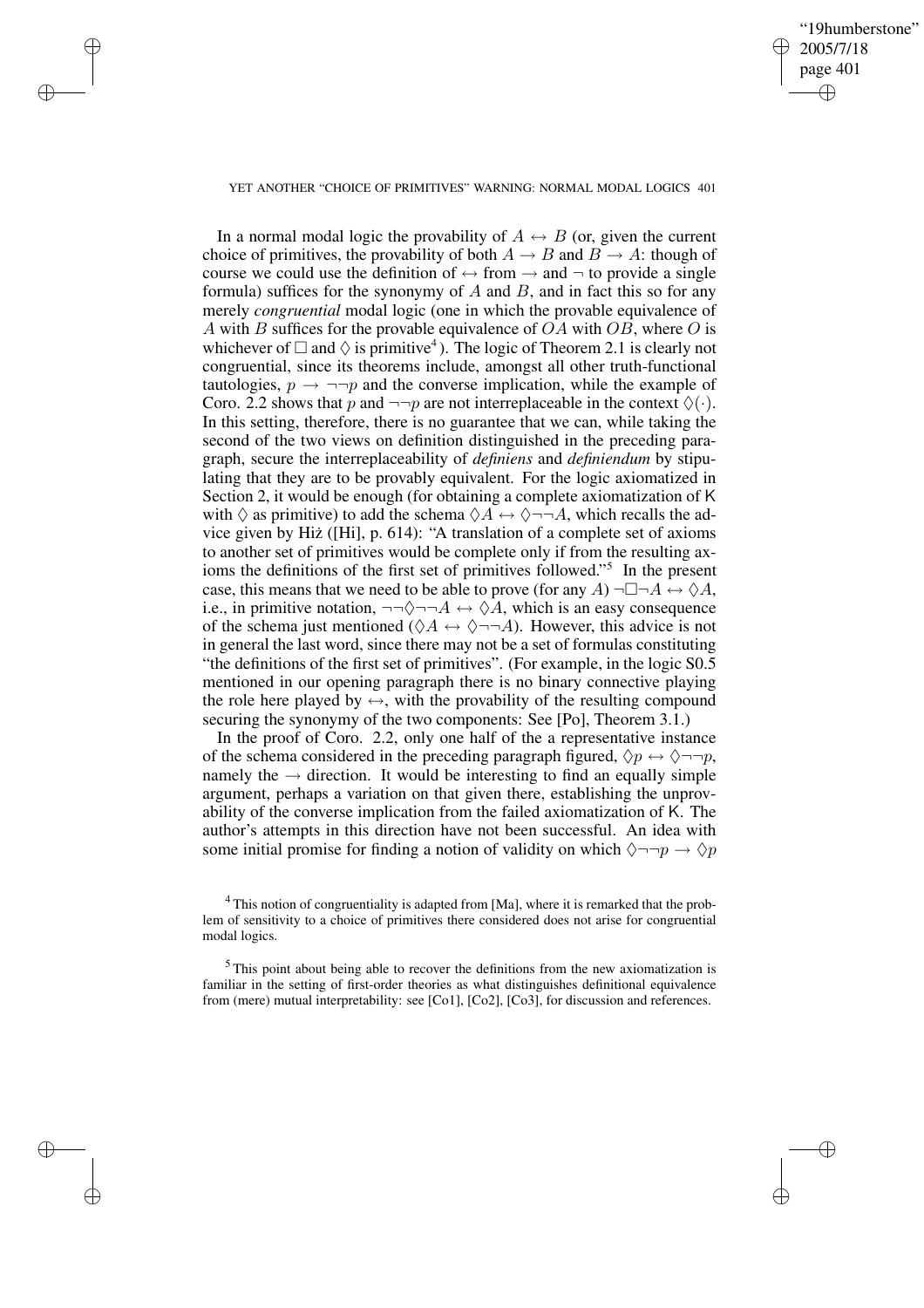In a normal modal logic the provability of $A \leftrightarrow B$ (or, given the current choice of primitives, the provability of both $A \rightarrow B$ and $B \rightarrow A$: though of course we could use the definition of $\leftrightarrow$ from $\rightarrow$ and $\neg$ to provide a single formula) suffices for the synonymy of $A$ and $B$, and in fact this so for any merely *congruential* modal logic (one in which the provable equivalence of $A$ with $B$ suffices for the provable equivalence of $OA$ with $OB$, where $O$ is whichever of $\Box$ and $\Diamond$ is primitive[4]). The logic of Theorem 2.1 is clearly not congruential, since its theorems include, amongst all other truth-functional tautologies, $p \rightarrow \neg\neg p$ and the converse implication, while the example of Coro. 2.2 shows that $p$ and $\neg\neg p$ are not interreplaceable in the context $\Diamond(\cdot)$. In this setting, therefore, there is no guarantee that we can, while taking the second of the two views on definition distinguished in the preceding paragraph, secure the interreplaceability of *definiens* and *definiendum* by stipulating that they are to be provably equivalent. For the logic axiomatized in Section 2, it would be enough (for obtaining a complete axiomatization of K with $\Diamond$ as primitive) to add the schema $\Diamond A \leftrightarrow \Diamond\neg\neg A$, which recalls the advice given by Hiż ([Hi], p. 614): "A translation of a complete set of axioms to another set of primitives would be complete only if from the resulting axioms the definitions of the first set of primitives followed."[5] In the present case, this means that we need to be able to prove (for any $A$) $\neg\Box\neg A \leftrightarrow \Diamond A$, i.e., in primitive notation, $\neg\neg\Diamond\neg\neg A \leftrightarrow \Diamond A$, which is an easy consequence of the schema just mentioned ($\Diamond A \leftrightarrow \Diamond\neg\neg A$). However, this advice is not in general the last word, since there may not be a set of formulas constituting "the definitions of the first set of primitives". (For example, in the logic S0.5 mentioned in our opening paragraph there is no binary connective playing the role here played by $\leftrightarrow$, with the provability of the resulting compound securing the synonymy of the two components: See [Po], Theorem 3.1.)

In the proof of Coro. 2.2, only one half of the a representative instance of the schema considered in the preceding paragraph figured, $\Diamond p \leftrightarrow \Diamond\neg\neg p$, namely the $\rightarrow$ direction. It would be interesting to find an equally simple argument, perhaps a variation on that given there, establishing the unprovability of the converse implication from the failed axiomatization of K. The author's attempts in this direction have not been successful. An idea with some initial promise for finding a notion of validity on which $\Diamond\neg\neg p \rightarrow \Diamond p$

[4] This notion of congruentiality is adapted from [Ma], where it is remarked that the problem of sensitivity to a choice of primitives there considered does not arise for congruential modal logics.

[5] This point about being able to recover the definitions from the new axiomatization is familiar in the setting of first-order theories as what distinguishes definitional equivalence from (mere) mutual interpretability: see [Co1], [Co2], [Co3], for discussion and references.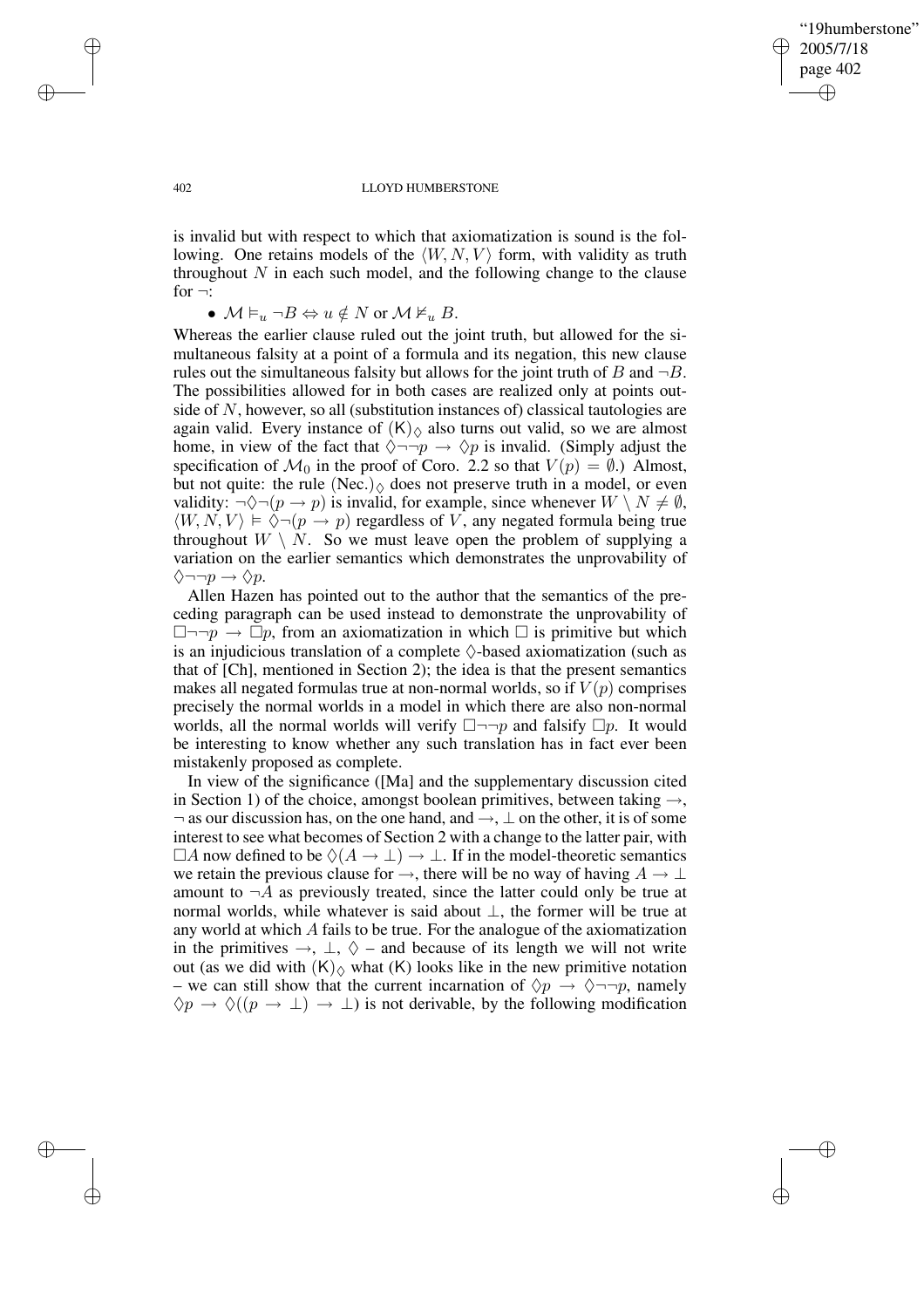is invalid but with respect to which that axiomatization is sound is the following. One retains models of the $\langle W, N, V \rangle$ form, with validity as truth throughout $N$ in each such model, and the following change to the clause for $\neg$:

- $\mathcal{M} \vDash_u \neg B \Leftrightarrow u \notin N$ or $\mathcal{M} \nvDash_u B$.

Whereas the earlier clause ruled out the joint truth, but allowed for the simultaneous falsity at a point of a formula and its negation, this new clause rules out the simultaneous falsity but allows for the joint truth of $B$ and $\neg B$. The possibilities allowed for in both cases are realized only at points outside of $N$, however, so all (substitution instances of) classical tautologies are again valid. Every instance of $(\mathsf{K})_\Diamond$ also turns out valid, so we are almost home, in view of the fact that $\Diamond\neg\neg p \rightarrow \Diamond p$ is invalid. (Simply adjust the specification of $\mathcal{M}_0$ in the proof of Coro. 2.2 so that $V(p) = \emptyset$.) Almost, but not quite: the rule $(\text{Nec.})_\Diamond$ does not preserve truth in a model, or even validity: $\neg\Diamond\neg(p \rightarrow p)$ is invalid, for example, since whenever $W \setminus N \neq \emptyset$, $\langle W, N, V \rangle \vDash \Diamond\neg(p \rightarrow p)$ regardless of $V$, any negated formula being true throughout $W \setminus N$. So we must leave open the problem of supplying a variation on the earlier semantics which demonstrates the unprovability of $\Diamond\neg\neg p \rightarrow \Diamond p$.

Allen Hazen has pointed out to the author that the semantics of the preceding paragraph can be used instead to demonstrate the unprovability of $\Box\neg\neg p \rightarrow \Box p$, from an axiomatization in which $\Box$ is primitive but which is an injudicious translation of a complete $\Diamond$-based axiomatization (such as that of [Ch], mentioned in Section 2); the idea is that the present semantics makes all negated formulas true at non-normal worlds, so if $V(p)$ comprises precisely the normal worlds in a model in which there are also non-normal worlds, all the normal worlds will verify $\Box\neg\neg p$ and falsify $\Box p$. It would be interesting to know whether any such translation has in fact ever been mistakenly proposed as complete.

In view of the significance ([Ma] and the supplementary discussion cited in Section 1) of the choice, amongst boolean primitives, between taking $\rightarrow$, $\neg$ as our discussion has, on the one hand, and $\rightarrow$, $\bot$ on the other, it is of some interest to see what becomes of Section 2 with a change to the latter pair, with $\Box A$ now defined to be $\Diamond(A \rightarrow \bot) \rightarrow \bot$. If in the model-theoretic semantics we retain the previous clause for $\rightarrow$, there will be no way of having $A \rightarrow \bot$ amount to $\neg A$ as previously treated, since the latter could only be true at normal worlds, while whatever is said about $\bot$, the former will be true at any world at which $A$ fails to be true. For the analogue of the axiomatization in the primitives $\rightarrow$, $\bot$, $\Diamond$ – and because of its length we will not write out (as we did with $(\mathsf{K})_\Diamond$ what $(\mathsf{K})$ looks like in the new primitive notation – we can still show that the current incarnation of $\Diamond p \rightarrow \Diamond\neg\neg p$, namely $\Diamond p \rightarrow \Diamond((p \rightarrow \bot) \rightarrow \bot)$ is not derivable, by the following modification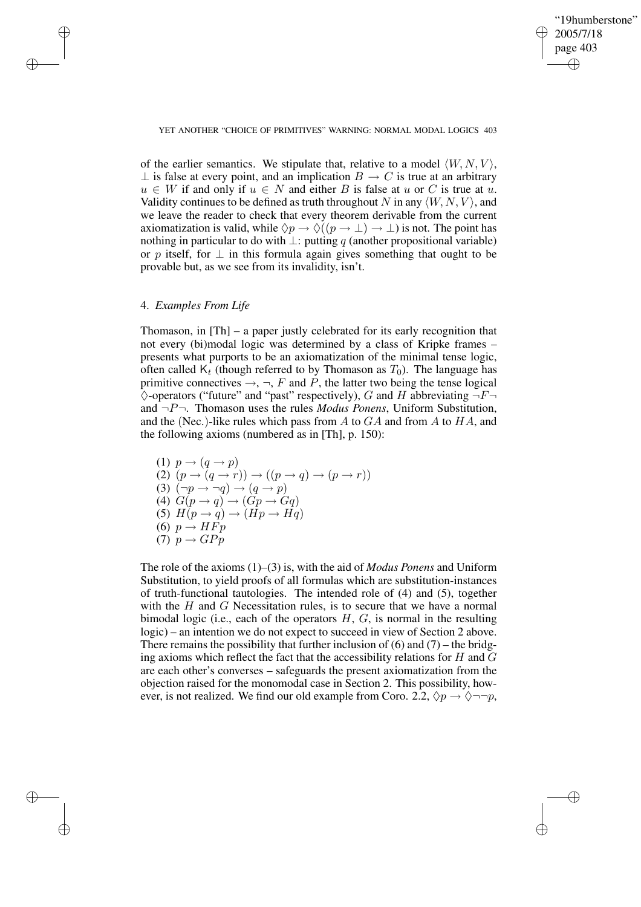of the earlier semantics. We stipulate that, relative to a model $\langle W, N, V \rangle$, $\bot$ is false at every point, and an implication $B \to C$ is true at an arbitrary $u \in W$ if and only if $u \in N$ and either $B$ is false at $u$ or $C$ is true at $u$. Validity continues to be defined as truth throughout $N$ in any $\langle W, N, V \rangle$, and we leave the reader to check that every theorem derivable from the current axiomatization is valid, while $\Diamond p \to \Diamond((p \to \bot) \to \bot)$ is not. The point has nothing in particular to do with $\bot$: putting $q$ (another propositional variable) or $p$ itself, for $\bot$ in this formula again gives something that ought to be provable but, as we see from its invalidity, isn't.

## 4. *Examples From Life*

Thomason, in [Th] – a paper justly celebrated for its early recognition that not every (bi)modal logic was determined by a class of Kripke frames – presents what purports to be an axiomatization of the minimal tense logic, often called $\mathsf{K}_t$ (though referred to by Thomason as $T_0$). The language has primitive connectives $\to$, $\neg$, $F$ and $P$, the latter two being the tense logical $\Diamond$-operators ("future" and "past" respectively), $G$ and $H$ abbreviating $\neg F \neg$ and $\neg P \neg$. Thomason uses the rules *Modus Ponens*, Uniform Substitution, and the (Nec.)-like rules which pass from $A$ to $GA$ and from $A$ to $HA$, and the following axioms (numbered as in [Th], p. 150):

(1) $p \to (q \to p)$
(2) $(p \to (q \to r)) \to ((p \to q) \to (p \to r))$
(3) $(\neg p \to \neg q) \to (q \to p)$
(4) $G(p \to q) \to (Gp \to Gq)$
(5) $H(p \to q) \to (Hp \to Hq)$
(6) $p \to HFp$
(7) $p \to GPp$

The role of the axioms (1)–(3) is, with the aid of *Modus Ponens* and Uniform Substitution, to yield proofs of all formulas which are substitution-instances of truth-functional tautologies. The intended role of (4) and (5), together with the $H$ and $G$ Necessitation rules, is to secure that we have a normal bimodal logic (i.e., each of the operators $H$, $G$, is normal in the resulting logic) – an intention we do not expect to succeed in view of Section 2 above. There remains the possibility that further inclusion of (6) and (7) – the bridging axioms which reflect the fact that the accessibility relations for $H$ and $G$ are each other's converses – safeguards the present axiomatization from the objection raised for the monomodal case in Section 2. This possibility, however, is not realized. We find our old example from Coro. 2.2, $\Diamond p \to \Diamond \neg\neg p$,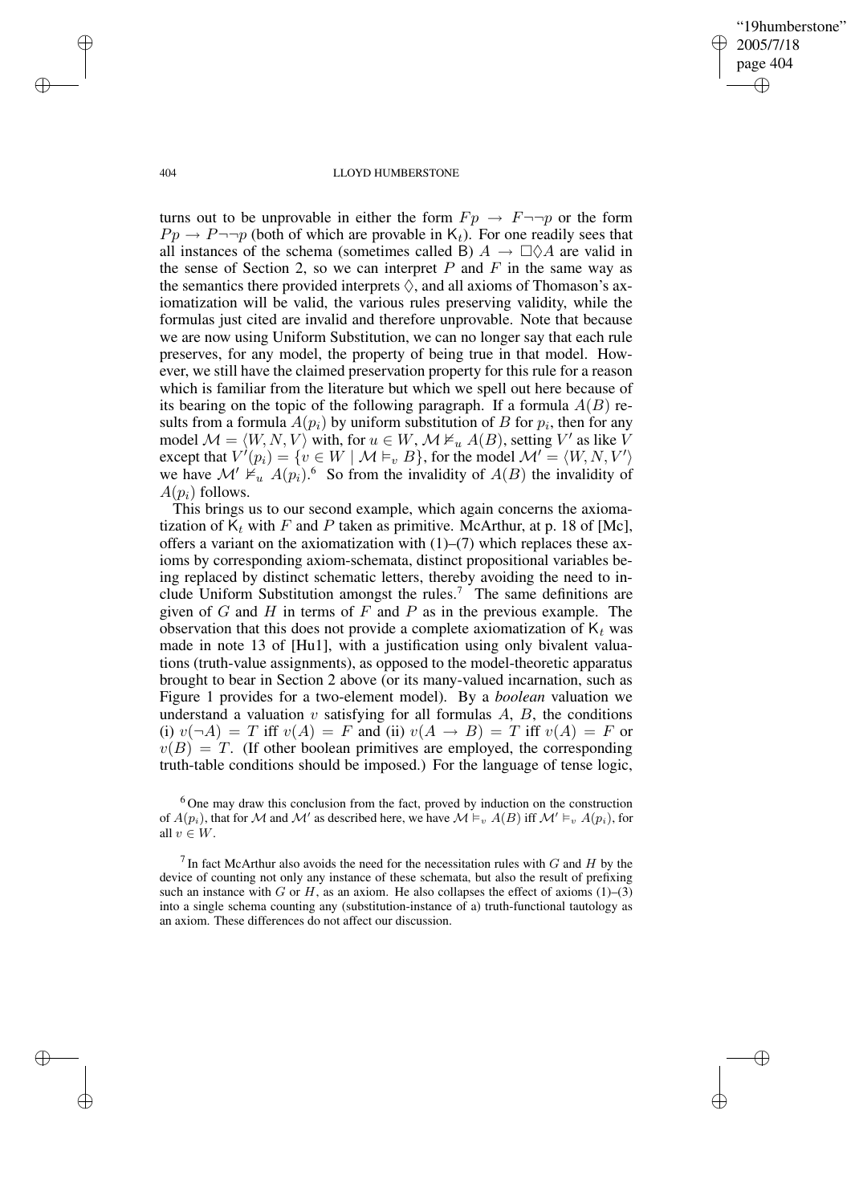turns out to be unprovable in either the form $Fp \rightarrow F\neg\neg p$ or the form $Pp \rightarrow P\neg\neg p$ (both of which are provable in $\mathsf{K}_t$). For one readily sees that all instances of the schema (sometimes called B) $A \rightarrow \Box\Diamond A$ are valid in the sense of Section 2, so we can interpret $P$ and $F$ in the same way as the semantics there provided interprets $\Diamond$, and all axioms of Thomason's axiomatization will be valid, the various rules preserving validity, while the formulas just cited are invalid and therefore unprovable. Note that because we are now using Uniform Substitution, we can no longer say that each rule preserves, for any model, the property of being true in that model. However, we still have the claimed preservation property for this rule for a reason which is familiar from the literature but which we spell out here because of its bearing on the topic of the following paragraph. If a formula $A(B)$ results from a formula $A(p_i)$ by uniform substitution of $B$ for $p_i$, then for any model $\mathcal{M} = \langle W, N, V\rangle$ with, for $u \in W$, $\mathcal{M} \nvDash_u A(B)$, setting $V'$ as like $V$ except that $V'(p_i) = \{v \in W \mid \mathcal{M} \vDash_v B\}$, for the model $\mathcal{M}' = \langle W, N, V'\rangle$ we have $\mathcal{M}' \nvDash_u A(p_i)$.[6] So from the invalidity of $A(B)$ the invalidity of $A(p_i)$ follows.

This brings us to our second example, which again concerns the axiomatization of $\mathsf{K}_t$ with $F$ and $P$ taken as primitive. McArthur, at p. 18 of [Mc], offers a variant on the axiomatization with (1)–(7) which replaces these axioms by corresponding axiom-schemata, distinct propositional variables being replaced by distinct schematic letters, thereby avoiding the need to include Uniform Substitution amongst the rules.[7] The same definitions are given of $G$ and $H$ in terms of $F$ and $P$ as in the previous example. The observation that this does not provide a complete axiomatization of $\mathsf{K}_t$ was made in note 13 of [Hu1], with a justification using only bivalent valuations (truth-value assignments), as opposed to the model-theoretic apparatus brought to bear in Section 2 above (or its many-valued incarnation, such as Figure 1 provides for a two-element model). By a *boolean* valuation we understand a valuation $v$ satisfying for all formulas $A$, $B$, the conditions (i) $v(\neg A) = T$ iff $v(A) = F$ and (ii) $v(A \rightarrow B) = T$ iff $v(A) = F$ or $v(B) = T$. (If other boolean primitives are employed, the corresponding truth-table conditions should be imposed.) For the language of tense logic,

[6] One may draw this conclusion from the fact, proved by induction on the construction of $A(p_i)$, that for $\mathcal{M}$ and $\mathcal{M}'$ as described here, we have $\mathcal{M} \vDash_v A(B)$ iff $\mathcal{M}' \vDash_v A(p_i)$, for all $v \in W$.

[7] In fact McArthur also avoids the need for the necessitation rules with $G$ and $H$ by the device of counting not only any instance of these schemata, but also the result of prefixing such an instance with $G$ or $H$, as an axiom. He also collapses the effect of axioms (1)–(3) into a single schema counting any (substitution-instance of a) truth-functional tautology as an axiom. These differences do not affect our discussion.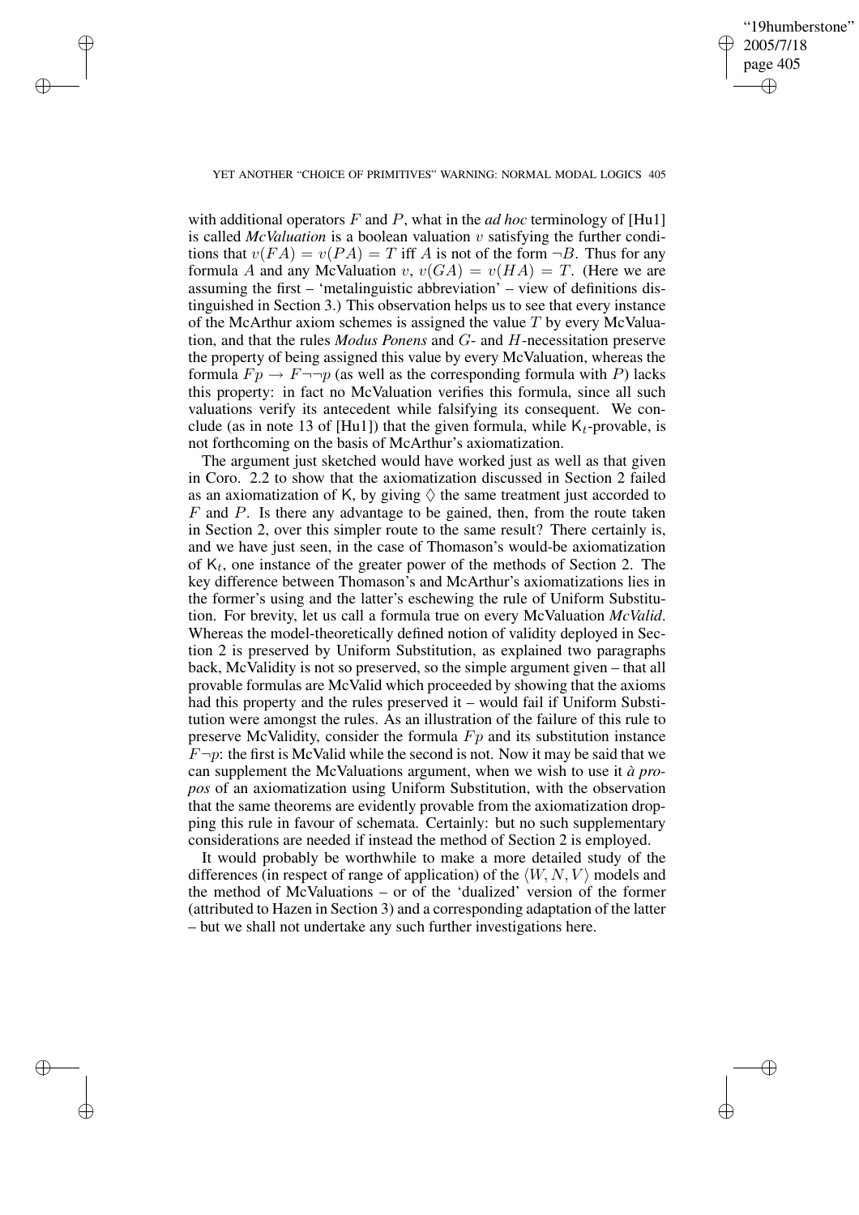with additional operators $F$ and $P$, what in the *ad hoc* terminology of [Hu1] is called *McValuation* is a boolean valuation $v$ satisfying the further conditions that $v(FA) = v(PA) = T$ iff $A$ is not of the form $\neg B$. Thus for any formula $A$ and any McValuation $v$, $v(GA) = v(HA) = T$. (Here we are assuming the first – 'metalinguistic abbreviation' – view of definitions distinguished in Section 3.) This observation helps us to see that every instance of the McArthur axiom schemes is assigned the value $T$ by every McValuation, and that the rules *Modus Ponens* and $G$- and $H$-necessitation preserve the property of being assigned this value by every McValuation, whereas the formula $Fp \rightarrow F\neg\neg p$ (as well as the corresponding formula with $P$) lacks this property: in fact no McValuation verifies this formula, since all such valuations verify its antecedent while falsifying its consequent. We conclude (as in note 13 of [Hu1]) that the given formula, while $\mathsf{K}_t$-provable, is not forthcoming on the basis of McArthur's axiomatization.

The argument just sketched would have worked just as well as that given in Coro. 2.2 to show that the axiomatization discussed in Section 2 failed as an axiomatization of $\mathsf{K}$, by giving $\Diamond$ the same treatment just accorded to $F$ and $P$. Is there any advantage to be gained, then, from the route taken in Section 2, over this simpler route to the same result? There certainly is, and we have just seen, in the case of Thomason's would-be axiomatization of $\mathsf{K}_t$, one instance of the greater power of the methods of Section 2. The key difference between Thomason's and McArthur's axiomatizations lies in the former's using and the latter's eschewing the rule of Uniform Substitution. For brevity, let us call a formula true on every McValuation *McValid*. Whereas the model-theoretically defined notion of validity deployed in Section 2 is preserved by Uniform Substitution, as explained two paragraphs back, McValidity is not so preserved, so the simple argument given – that all provable formulas are McValid which proceeded by showing that the axioms had this property and the rules preserved it – would fail if Uniform Substitution were amongst the rules. As an illustration of the failure of this rule to preserve McValidity, consider the formula $Fp$ and its substitution instance $F\neg p$: the first is McValid while the second is not. Now it may be said that we can supplement the McValuations argument, when we wish to use it *à propos* of an axiomatization using Uniform Substitution, with the observation that the same theorems are evidently provable from the axiomatization dropping this rule in favour of schemata. Certainly: but no such supplementary considerations are needed if instead the method of Section 2 is employed.

It would probably be worthwhile to make a more detailed study of the differences (in respect of range of application) of the $\langle W, N, V \rangle$ models and the method of McValuations – or of the 'dualized' version of the former (attributed to Hazen in Section 3) and a corresponding adaptation of the latter – but we shall not undertake any such further investigations here.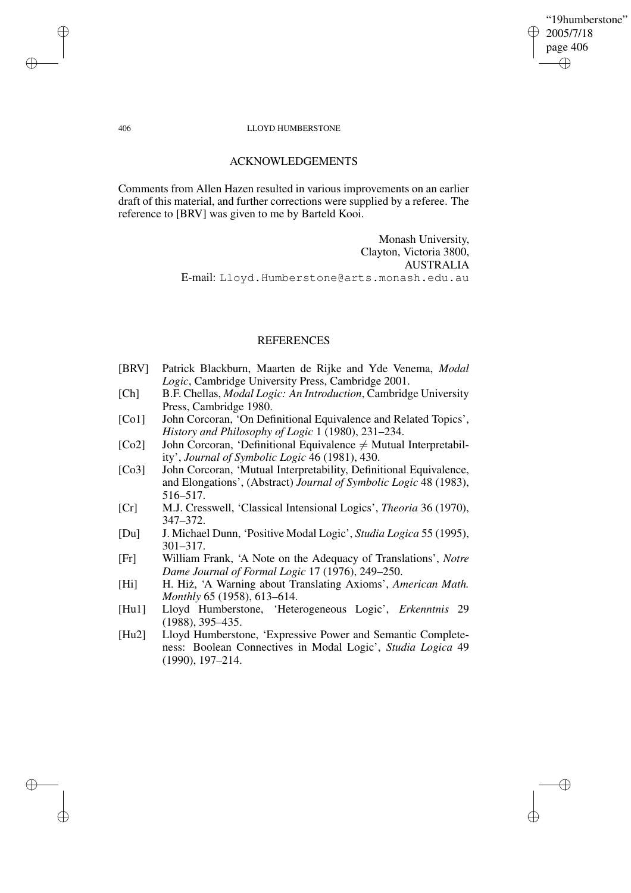## ACKNOWLEDGEMENTS

Comments from Allen Hazen resulted in various improvements on an earlier draft of this material, and further corrections were supplied by a referee. The reference to [BRV] was given to me by Barteld Kooi.

Monash University,
Clayton, Victoria 3800,
AUSTRALIA
E-mail: Lloyd.Humberstone@arts.monash.edu.au

## REFERENCES

[BRV] Patrick Blackburn, Maarten de Rijke and Yde Venema, *Modal Logic*, Cambridge University Press, Cambridge 2001.

[Ch] B.F. Chellas, *Modal Logic: An Introduction*, Cambridge University Press, Cambridge 1980.

[Co1] John Corcoran, 'On Definitional Equivalence and Related Topics', *History and Philosophy of Logic* 1 (1980), 231–234.

[Co2] John Corcoran, 'Definitional Equivalence $\neq$ Mutual Interpretability', *Journal of Symbolic Logic* 46 (1981), 430.

[Co3] John Corcoran, 'Mutual Interpretability, Definitional Equivalence, and Elongations', (Abstract) *Journal of Symbolic Logic* 48 (1983), 516–517.

[Cr] M.J. Cresswell, 'Classical Intensional Logics', *Theoria* 36 (1970), 347–372.

[Du] J. Michael Dunn, 'Positive Modal Logic', *Studia Logica* 55 (1995), 301–317.

[Fr] William Frank, 'A Note on the Adequacy of Translations', *Notre Dame Journal of Formal Logic* 17 (1976), 249–250.

[Hi] H. Hiż, 'A Warning about Translating Axioms', *American Math. Monthly* 65 (1958), 613–614.

[Hu1] Lloyd Humberstone, 'Heterogeneous Logic', *Erkenntnis* 29 (1988), 395–435.

[Hu2] Lloyd Humberstone, 'Expressive Power and Semantic Completeness: Boolean Connectives in Modal Logic', *Studia Logica* 49 (1990), 197–214.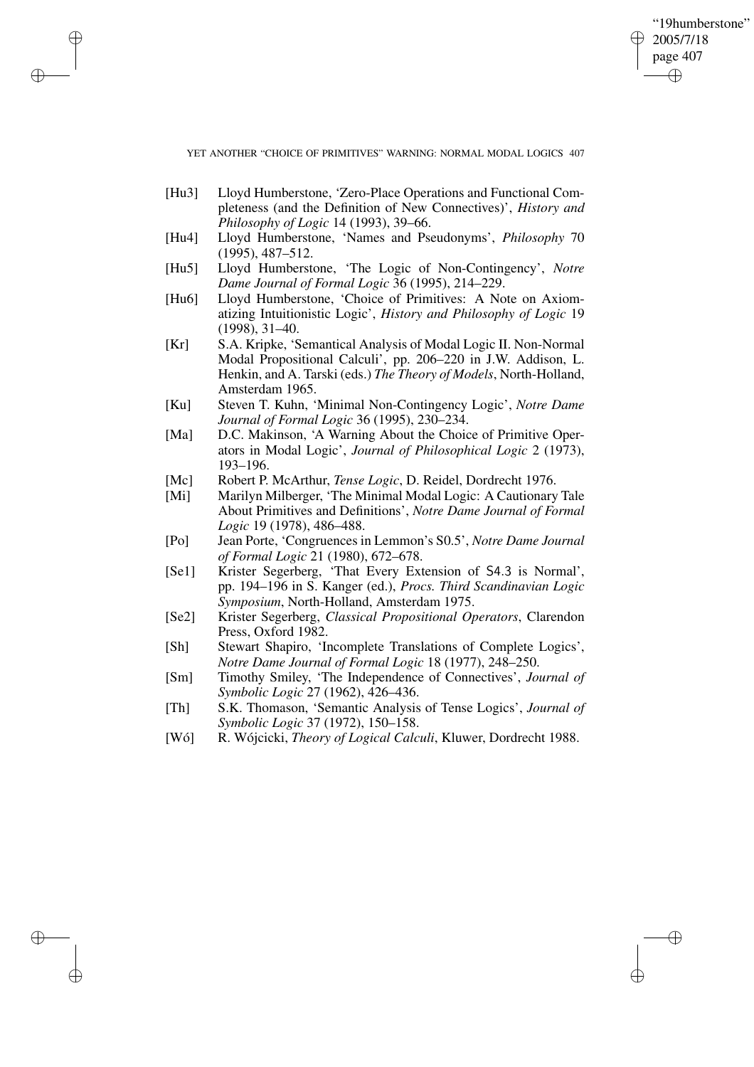[Hu3] Lloyd Humberstone, 'Zero-Place Operations and Functional Completeness (and the Definition of New Connectives)', *History and Philosophy of Logic* 14 (1993), 39–66.

[Hu4] Lloyd Humberstone, 'Names and Pseudonyms', *Philosophy* 70 (1995), 487–512.

[Hu5] Lloyd Humberstone, 'The Logic of Non-Contingency', *Notre Dame Journal of Formal Logic* 36 (1995), 214–229.

[Hu6] Lloyd Humberstone, 'Choice of Primitives: A Note on Axiomatizing Intuitionistic Logic', *History and Philosophy of Logic* 19 (1998), 31–40.

[Kr] S.A. Kripke, 'Semantical Analysis of Modal Logic II. Non-Normal Modal Propositional Calculi', pp. 206–220 in J.W. Addison, L. Henkin, and A. Tarski (eds.) *The Theory of Models*, North-Holland, Amsterdam 1965.

[Ku] Steven T. Kuhn, 'Minimal Non-Contingency Logic', *Notre Dame Journal of Formal Logic* 36 (1995), 230–234.

[Ma] D.C. Makinson, 'A Warning About the Choice of Primitive Operators in Modal Logic', *Journal of Philosophical Logic* 2 (1973), 193–196.

[Mc] Robert P. McArthur, *Tense Logic*, D. Reidel, Dordrecht 1976.

[Mi] Marilyn Milberger, 'The Minimal Modal Logic: A Cautionary Tale About Primitives and Definitions', *Notre Dame Journal of Formal Logic* 19 (1978), 486–488.

[Po] Jean Porte, 'Congruences in Lemmon's S0.5', *Notre Dame Journal of Formal Logic* 21 (1980), 672–678.

[Se1] Krister Segerberg, 'That Every Extension of S4.3 is Normal', pp. 194–196 in S. Kanger (ed.), *Procs. Third Scandinavian Logic Symposium*, North-Holland, Amsterdam 1975.

[Se2] Krister Segerberg, *Classical Propositional Operators*, Clarendon Press, Oxford 1982.

[Sh] Stewart Shapiro, 'Incomplete Translations of Complete Logics', *Notre Dame Journal of Formal Logic* 18 (1977), 248–250.

[Sm] Timothy Smiley, 'The Independence of Connectives', *Journal of Symbolic Logic* 27 (1962), 426–436.

[Th] S.K. Thomason, 'Semantic Analysis of Tense Logics', *Journal of Symbolic Logic* 37 (1972), 150–158.

[Wó] R. Wójcicki, *Theory of Logical Calculi*, Kluwer, Dordrecht 1988.